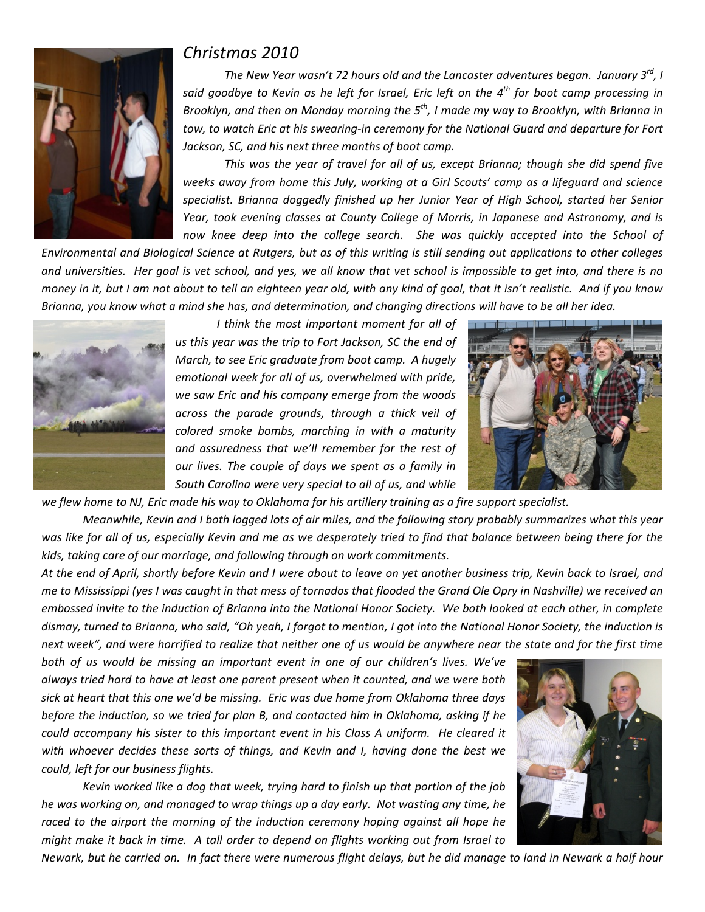# *Christmas 2010*

*The New Year wasn't 72 hours old and the Lancaster adventures began. January 3rd, I said goodbye to Kevin as he left for Israel, Eric left on the 4th for boot camp processing in Brooklyn, and then on Monday morning the 5th, I made my way to Brooklyn, with Brianna in tow, to watch Eric at his swearing-in ceremony for the National Guard and departure for Fort Jackson, SC, and his next three months of boot camp.*

*This was the year of travel for all of us, except Brianna; though she did spend five weeks away from home this July, working at a Girl Scouts' camp as a lifeguard and science specialist. Brianna doggedly finished up her Junior Year of High School, started her Senior Year, took evening classes at County College of Morris, in Japanese and Astronomy, and is now knee deep into the college search. She was quickly accepted into the School of Environmental and Biological Science at Rutgers, but as of this writing is still sending out applications to other colleges and universities. Her goal is vet school, and yes, we all know that vet school is impossible to get into, and there is no money in it, but I am not about to tell an eighteen year old, with any kind of goal, that it isn't realistic. And if you know Brianna, you know what a mind she has, and determination, and changing directions will have to be all her idea.*

*I think the most important moment for all of us this year was the trip to Fort Jackson, SC the end of March, to see Eric graduate from boot camp. A hugely emotional week for all of us, overwhelmed with pride, we saw Eric and his company emerge from the woods across the parade grounds, through a thick veil of colored smoke bombs, marching in with a maturity and assuredness that we'll remember for the rest of our lives. The couple of days we spent as a family in South Carolina were very special to all of us, and while we flew home to NJ, Eric made his way to Oklahoma for his artillery training as a fire support specialist.*

*Meanwhile, Kevin and I both logged lots of air miles, and the following story probably summarizes what this year was like for all of us, especially Kevin and me as we desperately tried to find that balance between being there for the kids, taking care of our marriage, and following through on work commitments.*

*At the end of April, shortly before Kevin and I were about to leave on yet another business trip, Kevin back to Israel, and me to Mississippi (yes I was caught in that mess of tornados that flooded the Grand Ole Opry in Nashville) we received an embossed invite to the induction of Brianna into the National Honor Society. We both looked at each other, in complete dismay, turned to Brianna, who said, "Oh yeah, I forgot to mention, I got into the National Honor Society, the induction is next week", and were horrified to realize that neither one of us would be anywhere near the state and for the first time both of us would be missing an important event in one of our children's lives. We've always tried hard to have at least one parent present when it counted, and we were both sick at heart that this one we'd be missing. Eric was due home from Oklahoma three days before the induction, so we tried for plan B, and contacted him in Oklahoma, asking if he could accompany his sister to this important event in his Class A uniform. He cleared it with whoever decides these sorts of things, and Kevin and I, having done the best we could, left for our business flights.*

*Kevin worked like a dog that week, trying hard to finish up that portion of the job he was working on, and managed to wrap things up a day early. Not wasting any time, he raced to the airport the morning of the induction ceremony hoping against all hope he might make it back in time. A tall order to depend on flights working out from Israel to Newark, but he carried on. In fact there were numerous flight delays, but he did manage to land in Newark a half hour*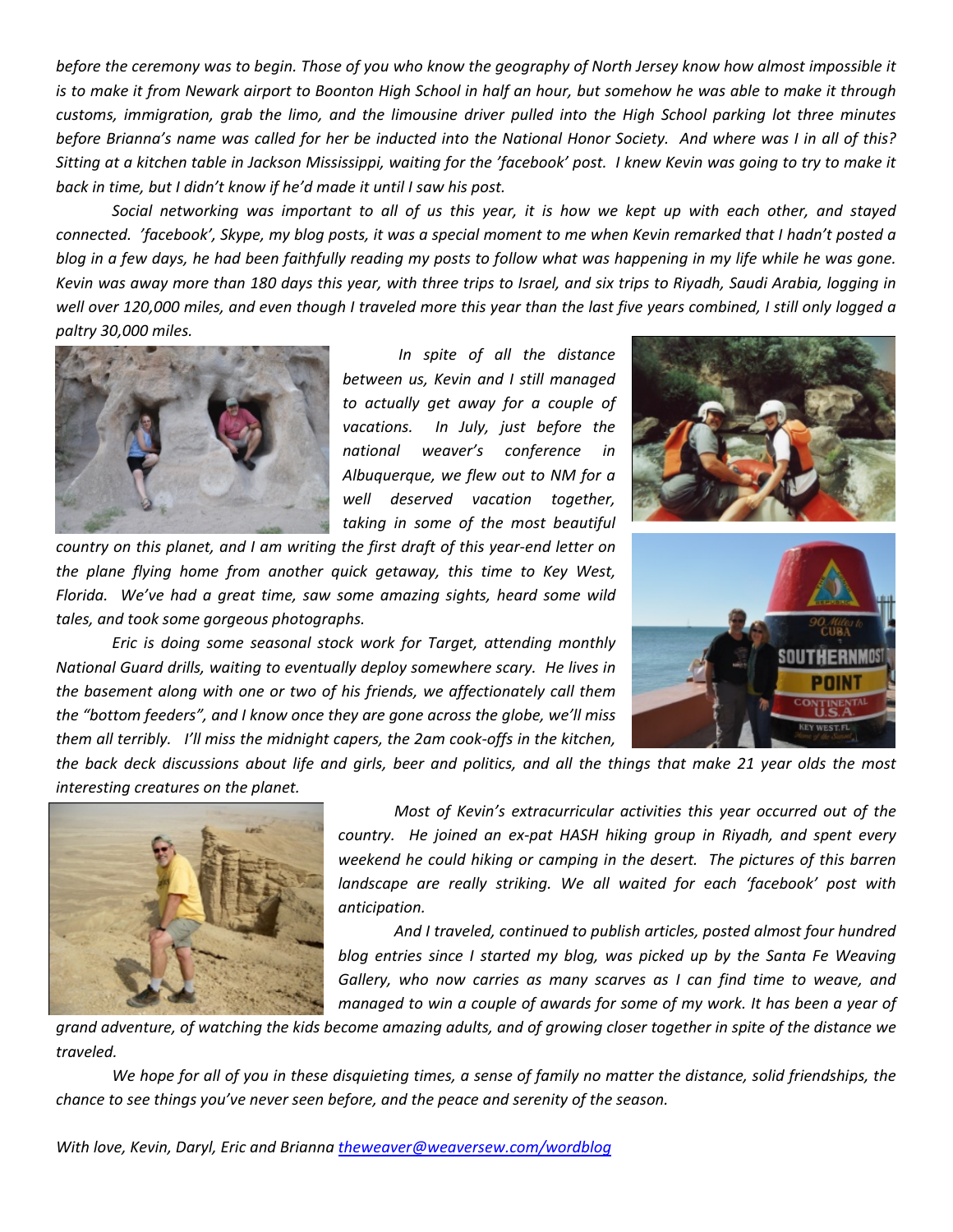*before the ceremony was to begin. Those of you who know the geography of North Jersey know how almost impossible it is to make it from Newark airport to Boonton High School in half an hour, but somehow he was able to make it through customs, immigration, grab the limo, and the limousine driver pulled into the High School parking lot three minutes before Brianna's name was called for her be inducted into the National Honor Society. And where was I in all of this? Sitting at a kitchen table in Jackson Mississippi, waiting for the 'facebook' post. I knew Kevin was going to try to make it back in time, but I didn't know if he'd made it until I saw his post.*

*Social networking was important to all of us this year, it is how we kept up with each other, and stayed connected. 'facebook', Skype, my blog posts, it was a special moment to me when Kevin remarked that I hadn't posted a blog in a few days, he had been faithfully reading my posts to follow what was happening in my life while he was gone. Kevin was away more than 180 days this year, with three trips to Israel, and six trips to Riyadh, Saudi Arabia, logging in well over 120,000 miles, and even though I traveled more this year than the last five years combined, I still only logged a paltry 30,000 miles.*

*In spite of all the distance between us, Kevin and I still managed to actually get away for a couple of vacations. In July, just before the national weaver's conference in Albuquerque, we flew out to NM for a well deserved vacation together, taking in some of the most beautiful country on this planet, and I am writing the first draft of this year-end letter on the plane flying home from another quick getaway, this time to Key West, Florida. We've had a great time, saw some amazing sights, heard some wild tales, and took some gorgeous photographs.*

*Eric is doing some seasonal stock work for Target, attending monthly National Guard drills, waiting to eventually deploy somewhere scary. He lives in the basement along with one or two of his friends, we affectionately call them the "bottom feeders", and I know once they are gone across the globe, we'll miss them all terribly. I'll miss the midnight capers, the 2am cook-offs in the kitchen, the back deck discussions about life and girls, beer and politics, and all the things that make 21 year olds the most interesting creatures on the planet.*

*Most of Kevin's extracurricular activities this year occurred out of the country. He joined an ex-pat HASH hiking group in Riyadh, and spent every weekend he could hiking or camping in the desert. The pictures of this barren landscape are really striking. We all waited for each 'facebook' post with anticipation.*

*And I traveled, continued to publish articles, posted almost four hundred blog entries since I started my blog, was picked up by the Santa Fe Weaving Gallery, who now carries as many scarves as I can find time to weave, and managed to win a couple of awards for some of my work. It has been a year of grand adventure, of watching the kids become amazing adults, and of growing closer together in spite of the distance we traveled.*

*We hope for all of you in these disquieting times, a sense of family no matter the distance, solid friendships, the chance to see things you've never seen before, and the peace and serenity of the season.*

*With love, Kevin, Daryl, Eric and Brianna [theweaver@weaversew.com/wordblog](theweaver@weaversew.com/wordblog)*